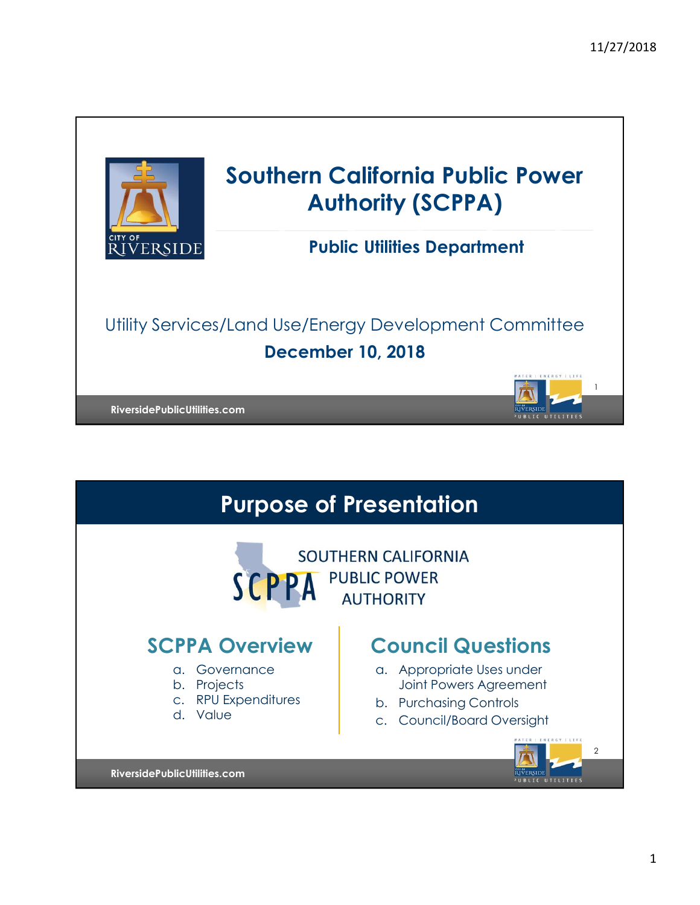# Southern California Public Power Authority (SCPPA)

## Public Utilities Department

Utility Services/Land Use/Energy Development Committee

**December 10, 2018**

RiversidePublicUtilities.com

# Purpose of Presentation

SOUTHERN CALIFORNIA PUBLIC POWER AUTHORITY

## SCPPA Overview

a. Governance
b. Projects
c. RPU Expenditures
d. Value

## Council Questions

a. Appropriate Uses under Joint Powers Agreement
b. Purchasing Controls
c. Council/Board Oversight

RiversidePublicUtilities.com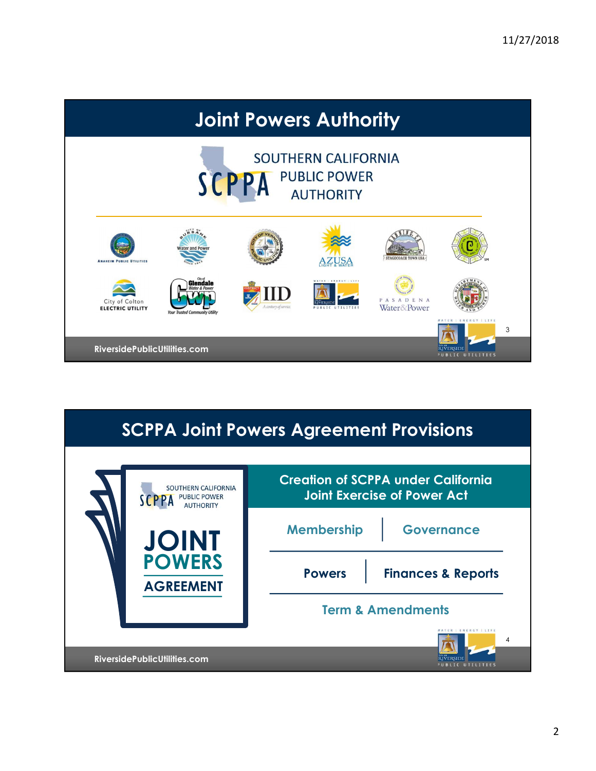# Joint Powers Authority

SOUTHERN CALIFORNIA PUBLIC POWER AUTHORITY

ANAHEIM PUBLIC UTILITIES · City of Burbank Water and Power · City of Vernon Public Utilities · AZUSA LIGHT & WATER · Banning, CA · City of Cerritos

City of Colton ELECTRIC UTILITY · City of Glendale Water & Power · IID · Riverside Public Utilities · PASADENA Water & Power · Department of Water and Power of the City of Los Angeles

# SCPPA Joint Powers Agreement Provisions

SOUTHERN CALIFORNIA PUBLIC POWER AUTHORITY

**JOINT POWERS AGREEMENT**

**Creation of SCPPA under California Joint Exercise of Power Act**

- Membership
- Governance
- Powers
- Finances & Reports
- Term & Amendments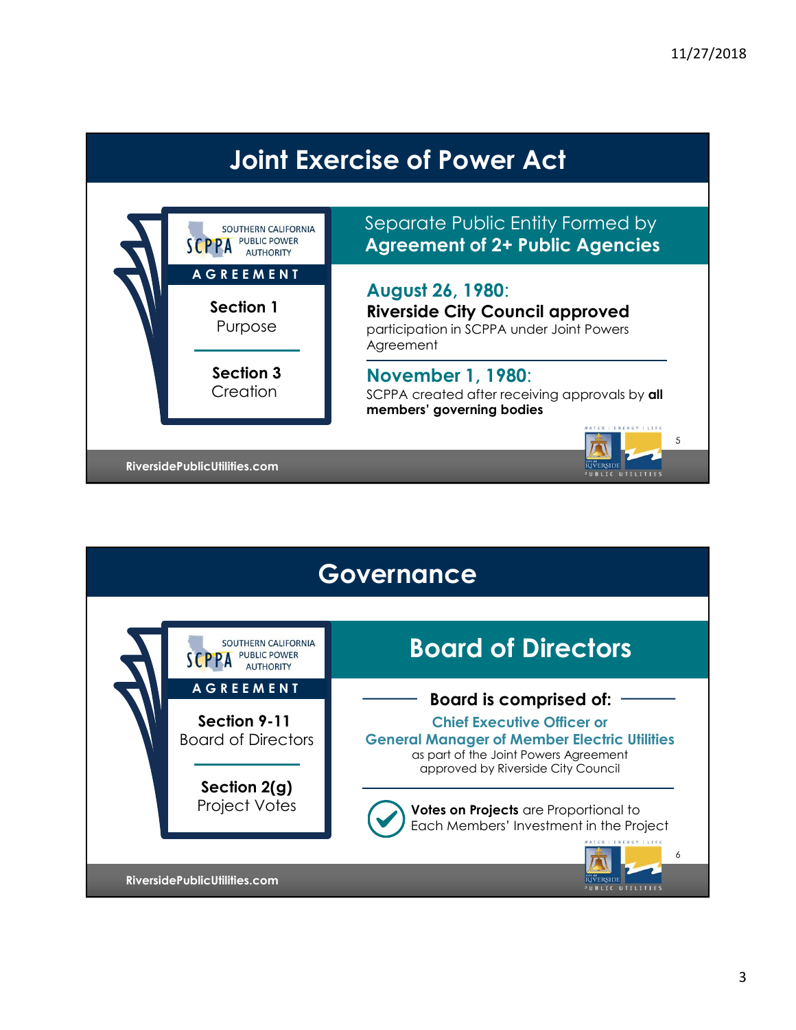## Joint Exercise of Power Act

**SOUTHERN CALIFORNIA PUBLIC POWER AUTHORITY (SCPPA)**

**AGREEMENT**

**Section 1**
Purpose

**Section 3**
Creation

Separate Public Entity Formed by
**Agreement of 2+ Public Agencies**

**August 26, 1980:**
**Riverside City Council approved** participation in SCPPA under Joint Powers Agreement

**November 1, 1980:**
SCPPA created after receiving approvals by **all members' governing bodies**

RiversidePublicUtilities.com

## Governance

**SOUTHERN CALIFORNIA PUBLIC POWER AUTHORITY (SCPPA)**

**AGREEMENT**

**Section 9-11**
Board of Directors

**Section 2(g)**
Project Votes

### Board of Directors

**Board is comprised of:**

**Chief Executive Officer or General Manager of Member Electric Utilities**
as part of the Joint Powers Agreement approved by Riverside City Council

**Votes on Projects** are Proportional to Each Members' Investment in the Project

RiversidePublicUtilities.com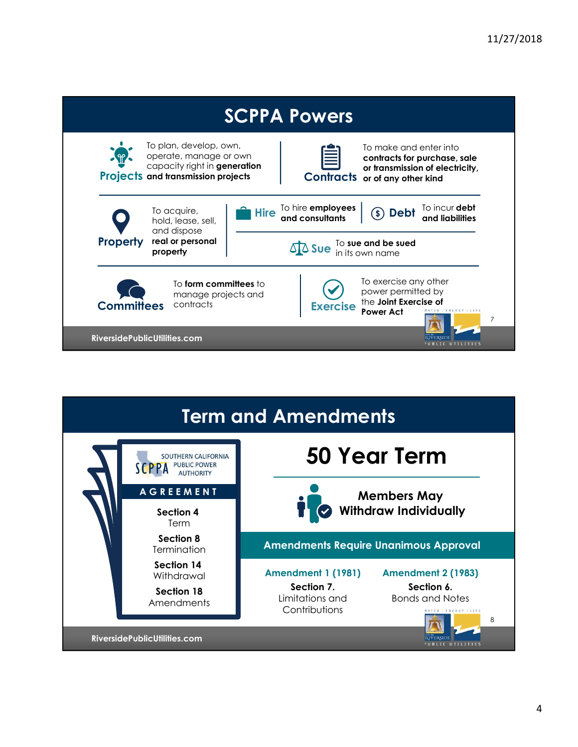# SCPPA Powers

**Projects** — To plan, develop, own, operate, manage or own capacity right in **generation and transmission projects**

**Contracts** — To make and enter into **contracts for purchase, sale or transmission of electricity, or of any other kind**

**Property** — To acquire, hold, lease, sell, and dispose **real or personal property**

**Hire** — To hire **employees and consultants**

**Debt** — To incur **debt and liabilities**

**Sue** — To **sue and be sued** in its own name

**Committees** — To **form committees** to manage projects and contracts

**Exercise** — To exercise any other power permitted by the **Joint Exercise of Power Act**

RiversidePublicUtilities.com

# Term and Amendments

SOUTHERN CALIFORNIA PUBLIC POWER AUTHORITY (SCPPA)

**AGREEMENT**

- **Section 4** Term
- **Section 8** Termination
- **Section 14** Withdrawal
- **Section 18** Amendments

## 50 Year Term

**Members May Withdraw Individually**

**Amendments Require Unanimous Approval**

| Amendment 1 (1981) | Amendment 2 (1983) |
|---|---|
| **Section 7.** Limitations and Contributions | **Section 6.** Bonds and Notes |

RiversidePublicUtilities.com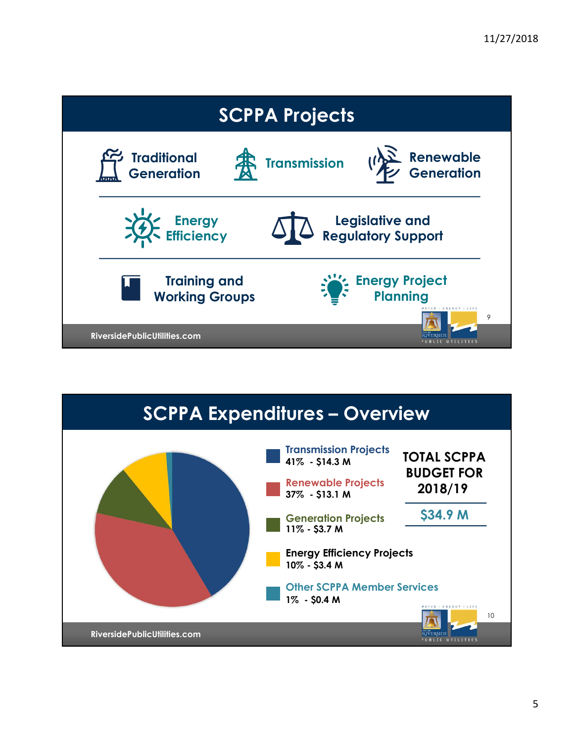## SCPPA Projects

- Traditional Generation
- Transmission
- Renewable Generation
- Energy Efficiency
- Legislative and Regulatory Support
- Training and Working Groups
- Energy Project Planning

RiversidePublicUtilities.com

## SCPPA Expenditures – Overview

- **Transmission Projects** 41% - $14.3 M
- **Renewable Projects** 37% - $13.1 M
- **Generation Projects** 11% - $3.7 M
- **Energy Efficiency Projects** 10% - $3.4 M
- **Other SCPPA Member Services** 1% - $0.4 M

**TOTAL SCPPA BUDGET FOR 2018/19**

**$34.9 M**

RiversidePublicUtilities.com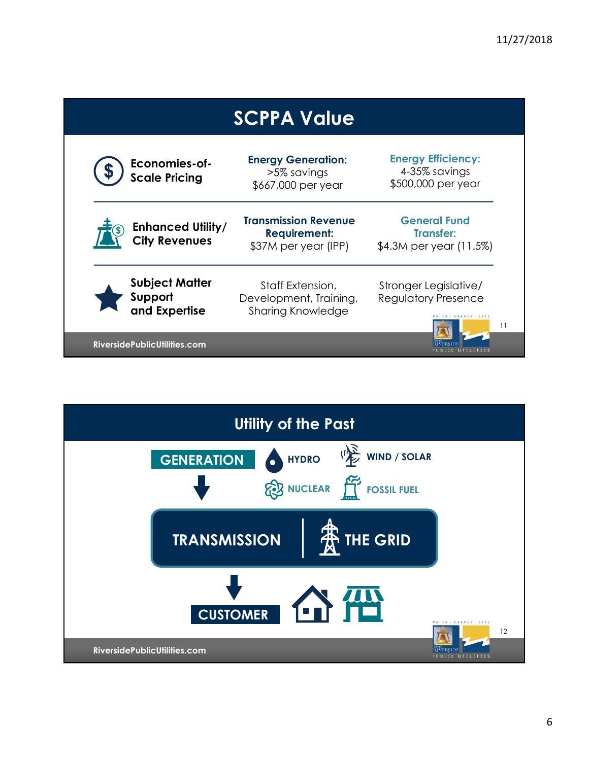## SCPPA Value

| | | |
|---|---|---|
| **Economies-of-Scale Pricing** | **Energy Generation:** >5% savings $667,000 per year | **Energy Efficiency:** 4-35% savings $500,000 per year |
| **Enhanced Utility/ City Revenues** | **Transmission Revenue Requirement:** $37M per year (IPP) | **General Fund Transfer:** $4.3M per year (11.5%) |
| **Subject Matter Support and Expertise** | Staff Extension, Development, Training, Sharing Knowledge | Stronger Legislative/ Regulatory Presence |

RiversidePublicUtilities.com

## Utility of the Past

**GENERATION**

- HYDRO
- WIND / SOLAR
- NUCLEAR
- FOSSIL FUEL

**TRANSMISSION** | **THE GRID**

**CUSTOMER**

RiversidePublicUtilities.com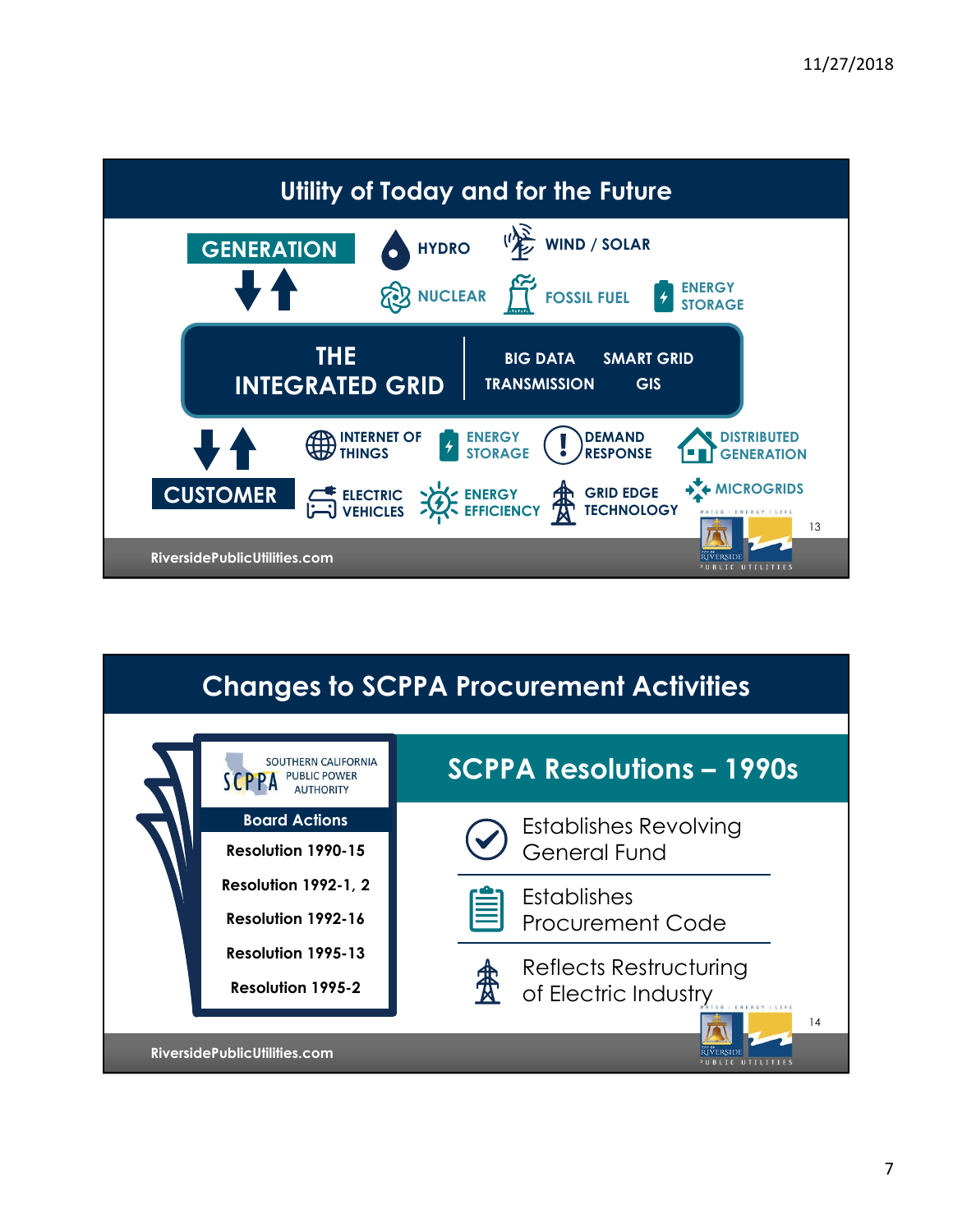## Utility of Today and for the Future

**GENERATION**

- HYDRO
- WIND / SOLAR
- NUCLEAR
- FOSSIL FUEL
- ENERGY STORAGE

**THE INTEGRATED GRID**

- BIG DATA
- SMART GRID
- TRANSMISSION
- GIS

**CUSTOMER**

- INTERNET OF THINGS
- ENERGY STORAGE
- DEMAND RESPONSE
- DISTRIBUTED GENERATION
- ELECTRIC VEHICLES
- ENERGY EFFICIENCY
- GRID EDGE TECHNOLOGY
- MICROGRIDS

RiversidePublicUtilities.com

## Changes to SCPPA Procurement Activities

SCPPA – SOUTHERN CALIFORNIA PUBLIC POWER AUTHORITY

**Board Actions**

- Resolution 1990-15
- Resolution 1992-1, 2
- Resolution 1992-16
- Resolution 1995-13
- Resolution 1995-2

### SCPPA Resolutions – 1990s

- Establishes Revolving General Fund
- Establishes Procurement Code
- Reflects Restructuring of Electric Industry

RiversidePublicUtilities.com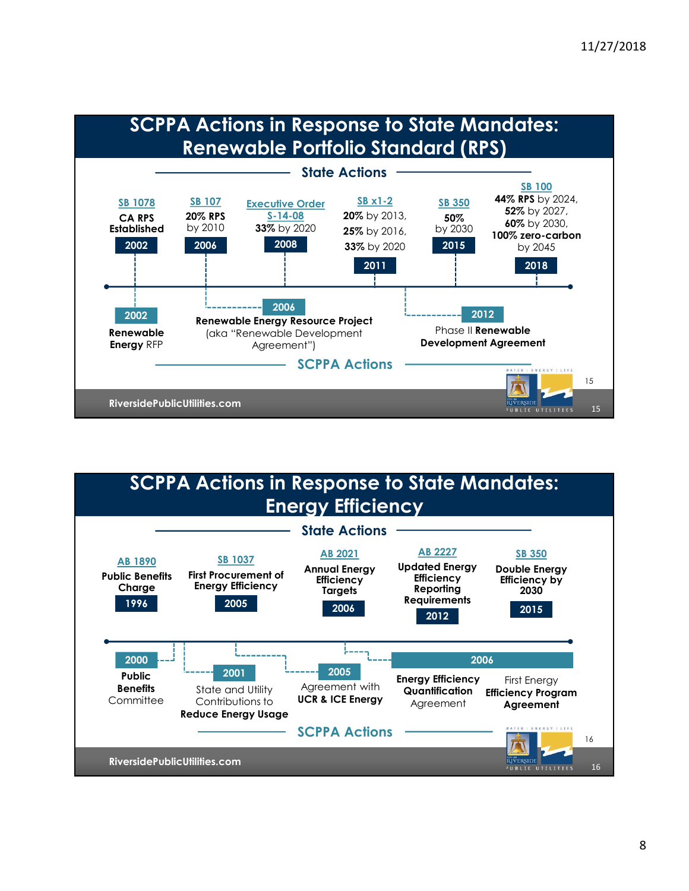## SCPPA Actions in Response to State Mandates: Renewable Portfolio Standard (RPS)

### State Actions

- **2002** – SB 1078: CA RPS Established
- **2006** – SB 107: **20% RPS** by 2010
- **2008** – Executive Order S-14-08: **33%** by 2020
- **2011** – SB x1-2: **20%** by 2013, **25%** by 2016, **33%** by 2020
- **2015** – SB 350: **50%** by 2030
- **2018** – SB 100: **44% RPS** by 2024, **52%** by 2027, **60%** by 2030, **100% zero-carbon** by 2045

### SCPPA Actions

- **2002** – **Renewable Energy** RFP
- **2006** – **Renewable Energy Resource Project** (aka "Renewable Development Agreement")
- **2012** – Phase II **Renewable Development Agreement**

RiversidePublicUtilities.com

## SCPPA Actions in Response to State Mandates: Energy Efficiency

### State Actions

- **1996** – AB 1890: **Public Benefits Charge**
- **2005** – SB 1037: **First Procurement of Energy Efficiency**
- **2006** – AB 2021: **Annual Energy Efficiency Targets**
- **2012** – AB 2227: **Updated Energy Efficiency Reporting Requirements**
- **2015** – SB 350: **Double Energy Efficiency by 2030**

### SCPPA Actions

- **2000** – **Public Benefits** Committee
- **2001** – State and Utility Contributions to **Reduce Energy Usage**
- **2005** – Agreement with **UCR & ICE Energy**
- **2006** – **Energy Efficiency Quantification** Agreement; First Energy **Efficiency Program Agreement**

RiversidePublicUtilities.com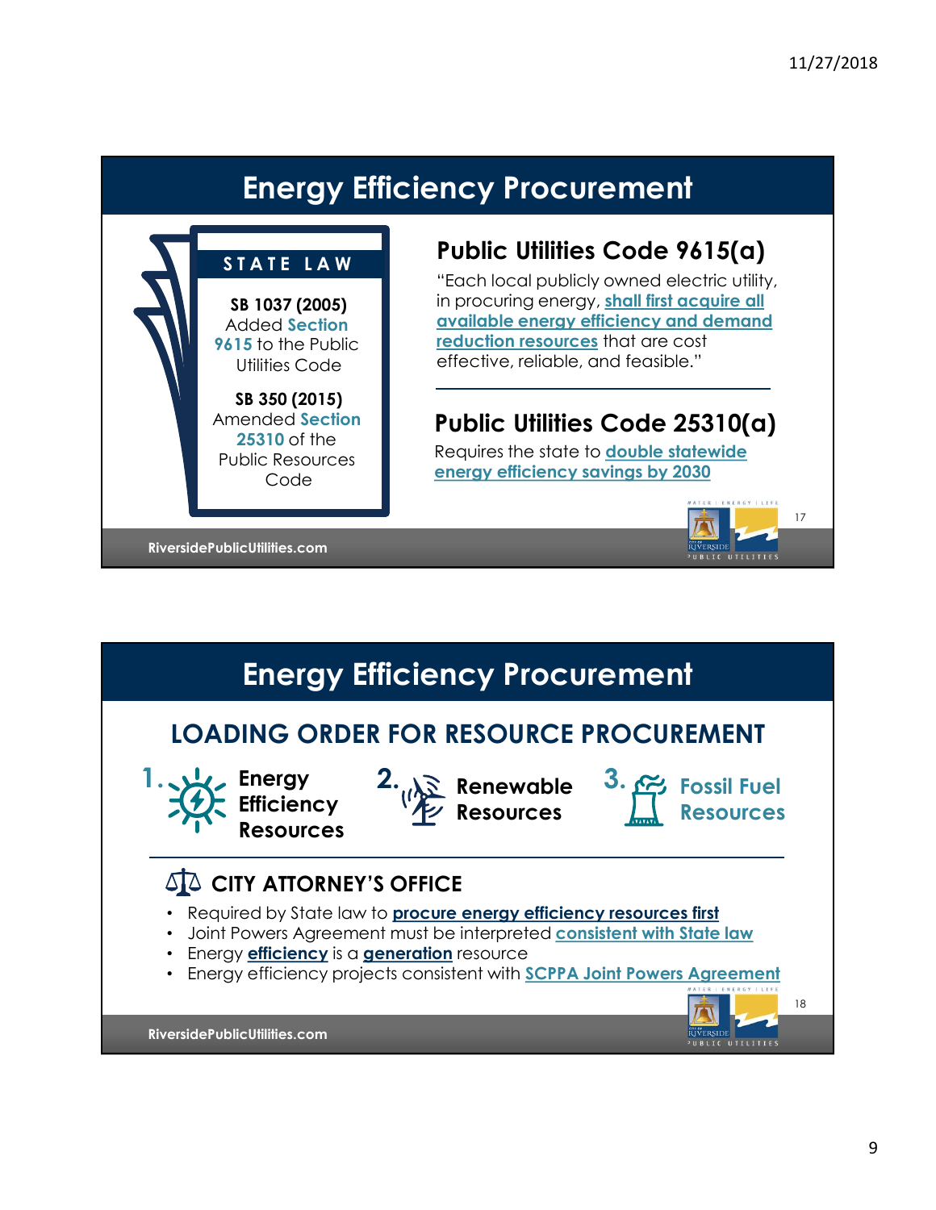## Energy Efficiency Procurement

**STATE LAW**

**SB 1037 (2005)**
Added **Section 9615** to the Public Utilities Code

**SB 350 (2015)**
Amended **Section 25310** of the Public Resources Code

### Public Utilities Code 9615(a)

"Each local publicly owned electric utility, in procuring energy, **shall first acquire all available energy efficiency and demand reduction resources** that are cost effective, reliable, and feasible."

### Public Utilities Code 25310(a)

Requires the state to **double statewide energy efficiency savings by 2030**

RiversidePublicUtilities.com

## Energy Efficiency Procurement

### LOADING ORDER FOR RESOURCE PROCUREMENT

1. **Energy Efficiency Resources**
2. **Renewable Resources**
3. **Fossil Fuel Resources**

### CITY ATTORNEY'S OFFICE

- Required by State law to **procure energy efficiency resources first**
- Joint Powers Agreement must be interpreted **consistent with State law**
- Energy **efficiency** is a **generation** resource
- Energy efficiency projects consistent with **SCPPA Joint Powers Agreement**

RiversidePublicUtilities.com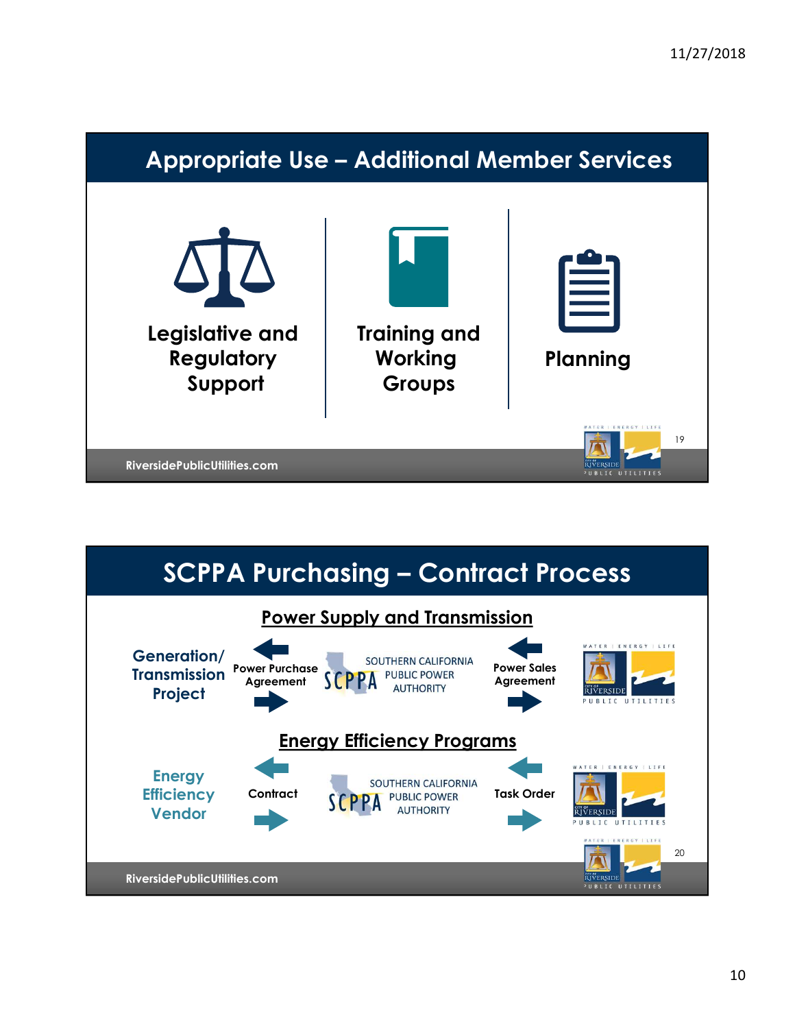## Appropriate Use – Additional Member Services

**Legislative and Regulatory Support**

**Training and Working Groups**

**Planning**

RiversidePublicUtilities.com

## SCPPA Purchasing – Contract Process

### Power Supply and Transmission

Generation/ Transmission Project — Power Purchase Agreement — SOUTHERN CALIFORNIA PUBLIC POWER AUTHORITY — Power Sales Agreement — Riverside Public Utilities

### Energy Efficiency Programs

Energy Efficiency Vendor — Contract — SOUTHERN CALIFORNIA PUBLIC POWER AUTHORITY — Task Order — Riverside Public Utilities

RiversidePublicUtilities.com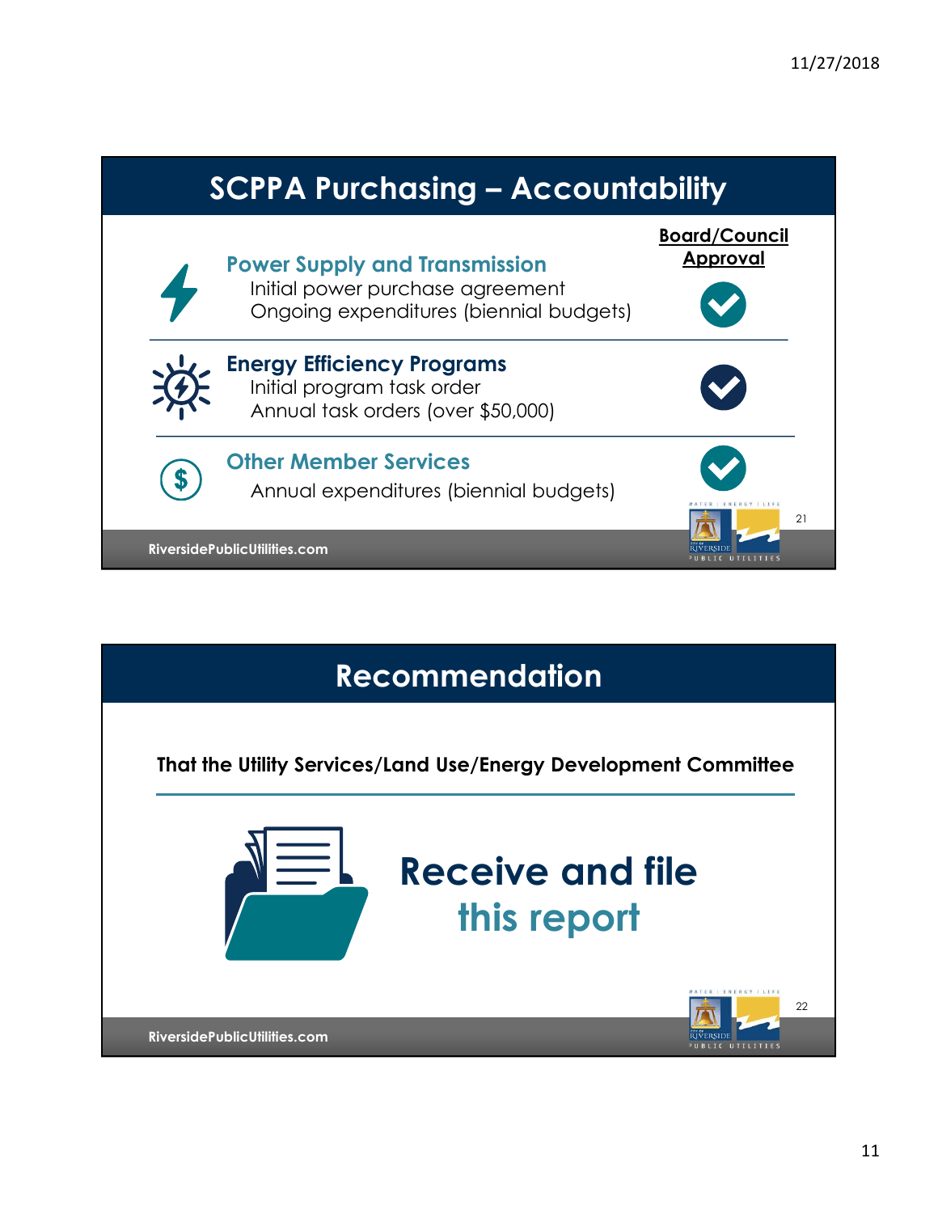## SCPPA Purchasing – Accountability

| | Board/Council Approval |
|---|---|
| **Power Supply and Transmission**<br>Initial power purchase agreement<br>Ongoing expenditures (biennial budgets) | ✓ |
| **Energy Efficiency Programs**<br>Initial program task order<br>Annual task orders (over $50,000) | ✓ |
| **Other Member Services**<br>Annual expenditures (biennial budgets) | ✓ |

RiversidePublicUtilities.com

## Recommendation

**That the Utility Services/Land Use/Energy Development Committee**

# Receive and file this report

RiversidePublicUtilities.com